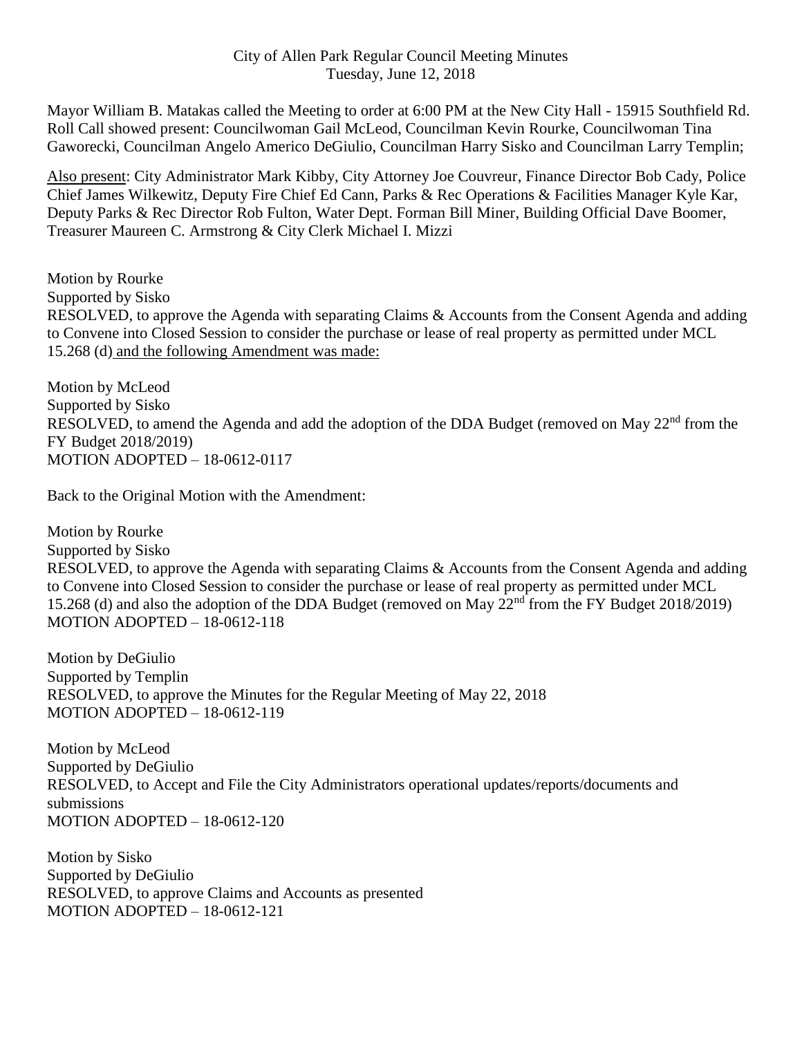City of Allen Park Regular Council Meeting Minutes
Tuesday, June 12, 2018

Mayor William B. Matakas called the Meeting to order at 6:00 PM at the New City Hall - 15915 Southfield Rd. Roll Call showed present: Councilwoman Gail McLeod, Councilman Kevin Rourke, Councilwoman Tina Gaworecki, Councilman Angelo Americo DeGiulio, Councilman Harry Sisko and Councilman Larry Templin;

Also present: City Administrator Mark Kibby, City Attorney Joe Couvreur, Finance Director Bob Cady, Police Chief James Wilkewitz, Deputy Fire Chief Ed Cann, Parks & Rec Operations & Facilities Manager Kyle Kar, Deputy Parks & Rec Director Rob Fulton, Water Dept. Forman Bill Miner, Building Official Dave Boomer, Treasurer Maureen C. Armstrong & City Clerk Michael I. Mizzi

Motion by Rourke
Supported by Sisko
RESOLVED, to approve the Agenda with separating Claims & Accounts from the Consent Agenda and adding to Convene into Closed Session to consider the purchase or lease of real property as permitted under MCL 15.268 (d) and the following Amendment was made:

Motion by McLeod
Supported by Sisko
RESOLVED, to amend the Agenda and add the adoption of the DDA Budget (removed on May 22nd from the FY Budget 2018/2019)
MOTION ADOPTED – 18-0612-0117

Back to the Original Motion with the Amendment:

Motion by Rourke
Supported by Sisko
RESOLVED, to approve the Agenda with separating Claims & Accounts from the Consent Agenda and adding to Convene into Closed Session to consider the purchase or lease of real property as permitted under MCL 15.268 (d) and also the adoption of the DDA Budget (removed on May 22nd from the FY Budget 2018/2019)
MOTION ADOPTED – 18-0612-118

Motion by DeGiulio
Supported by Templin
RESOLVED, to approve the Minutes for the Regular Meeting of May 22, 2018
MOTION ADOPTED – 18-0612-119

Motion by McLeod
Supported by DeGiulio
RESOLVED, to Accept and File the City Administrators operational updates/reports/documents and submissions
MOTION ADOPTED – 18-0612-120

Motion by Sisko
Supported by DeGiulio
RESOLVED, to approve Claims and Accounts as presented
MOTION ADOPTED – 18-0612-121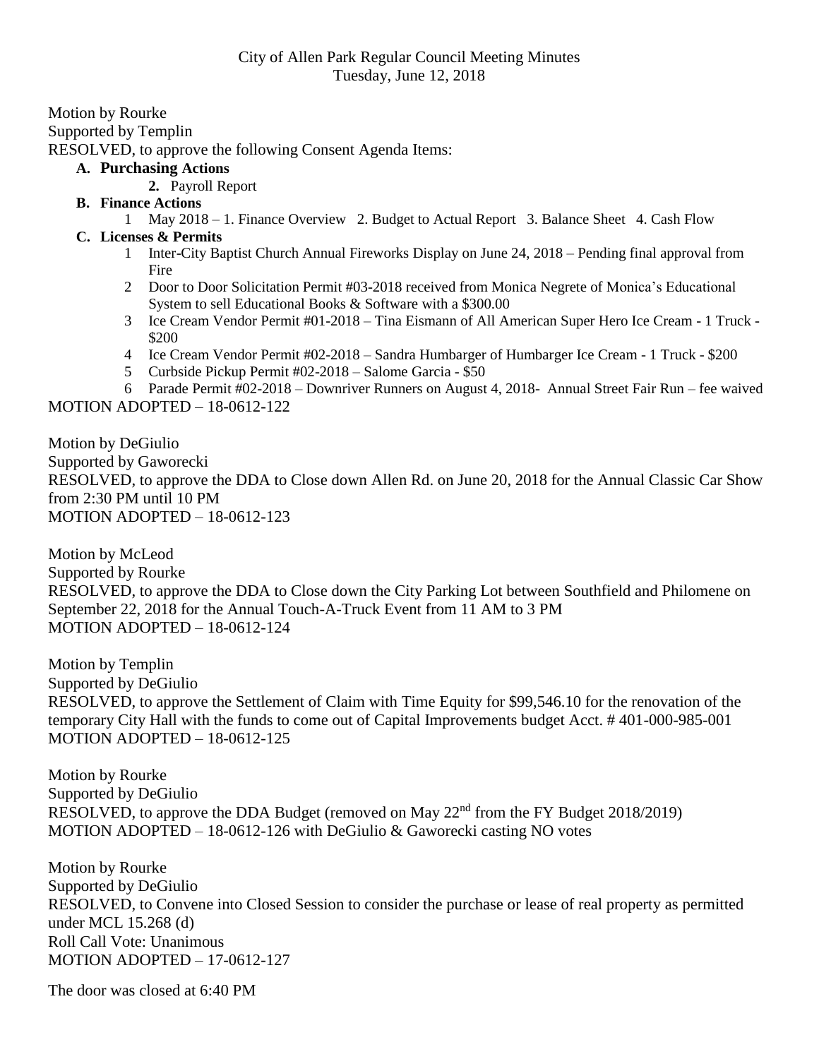City of Allen Park Regular Council Meeting Minutes
Tuesday, June 12, 2018

Motion by Rourke
Supported by Templin
RESOLVED, to approve the following Consent Agenda Items:

- **A. Purchasing Actions**
  - **2.** Payroll Report
- **B. Finance Actions**
  1. May 2018 – 1. Finance Overview 2. Budget to Actual Report 3. Balance Sheet 4. Cash Flow
- **C. Licenses & Permits**
  1. Inter-City Baptist Church Annual Fireworks Display on June 24, 2018 – Pending final approval from Fire
  2. Door to Door Solicitation Permit #03-2018 received from Monica Negrete of Monica's Educational System to sell Educational Books & Software with a $300.00
  3. Ice Cream Vendor Permit #01-2018 – Tina Eismann of All American Super Hero Ice Cream - 1 Truck - $200
  4. Ice Cream Vendor Permit #02-2018 – Sandra Humbarger of Humbarger Ice Cream - 1 Truck - $200
  5. Curbside Pickup Permit #02-2018 – Salome Garcia - $50
  6. Parade Permit #02-2018 – Downriver Runners on August 4, 2018- Annual Street Fair Run – fee waived

MOTION ADOPTED – 18-0612-122

Motion by DeGiulio
Supported by Gaworecki
RESOLVED, to approve the DDA to Close down Allen Rd. on June 20, 2018 for the Annual Classic Car Show from 2:30 PM until 10 PM
MOTION ADOPTED – 18-0612-123

Motion by McLeod
Supported by Rourke
RESOLVED, to approve the DDA to Close down the City Parking Lot between Southfield and Philomene on September 22, 2018 for the Annual Touch-A-Truck Event from 11 AM to 3 PM
MOTION ADOPTED – 18-0612-124

Motion by Templin
Supported by DeGiulio
RESOLVED, to approve the Settlement of Claim with Time Equity for $99,546.10 for the renovation of the temporary City Hall with the funds to come out of Capital Improvements budget Acct. # 401-000-985-001
MOTION ADOPTED – 18-0612-125

Motion by Rourke
Supported by DeGiulio
RESOLVED, to approve the DDA Budget (removed on May 22nd from the FY Budget 2018/2019)
MOTION ADOPTED – 18-0612-126 with DeGiulio & Gaworecki casting NO votes

Motion by Rourke
Supported by DeGiulio
RESOLVED, to Convene into Closed Session to consider the purchase or lease of real property as permitted under MCL 15.268 (d)
Roll Call Vote: Unanimous
MOTION ADOPTED – 17-0612-127

The door was closed at 6:40 PM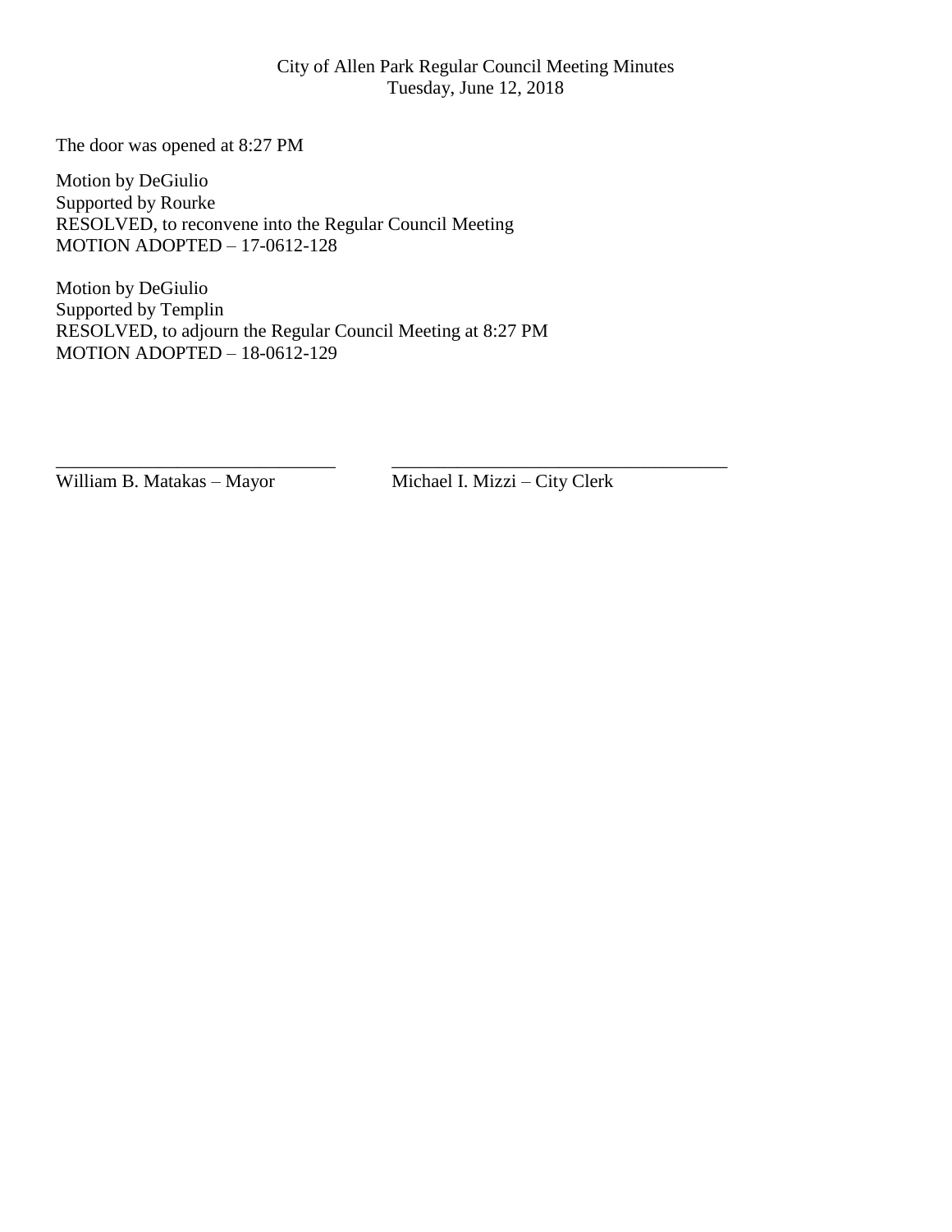City of Allen Park Regular Council Meeting Minutes
Tuesday, June 12, 2018

The door was opened at 8:27 PM

Motion by DeGiulio
Supported by Rourke
RESOLVED, to reconvene into the Regular Council Meeting
MOTION ADOPTED – 17-0612-128

Motion by DeGiulio
Supported by Templin
RESOLVED, to adjourn the Regular Council Meeting at 8:27 PM
MOTION ADOPTED – 18-0612-129

_______________________________ _____________________________________
William B. Matakas – Mayor Michael I. Mizzi – City Clerk